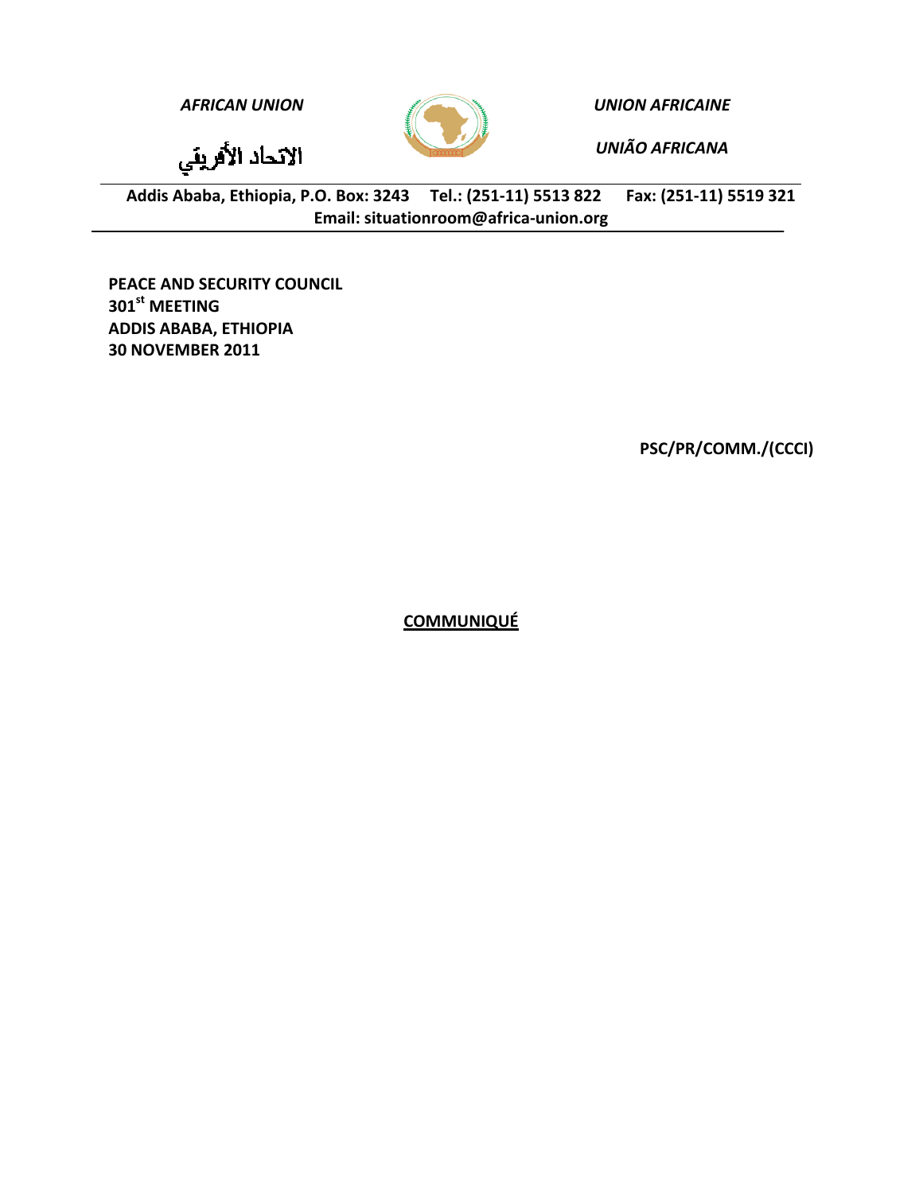*AFRICAN UNION* | *UNION AFRICAINE*

الاتحاد الأفريقي | *UNIÃO AFRICANA*

**Addis Ababa, Ethiopia, P.O. Box: 3243 Tel.: (251-11) 5513 822 Fax: (251-11) 5519 321**
**Email: situationroom@africa-union.org**

**PEACE AND SECURITY COUNCIL**
**301st MEETING**
**ADDIS ABABA, ETHIOPIA**
**30 NOVEMBER 2011**

**PSC/PR/COMM./(CCCI)**

# COMMUNIQUÉ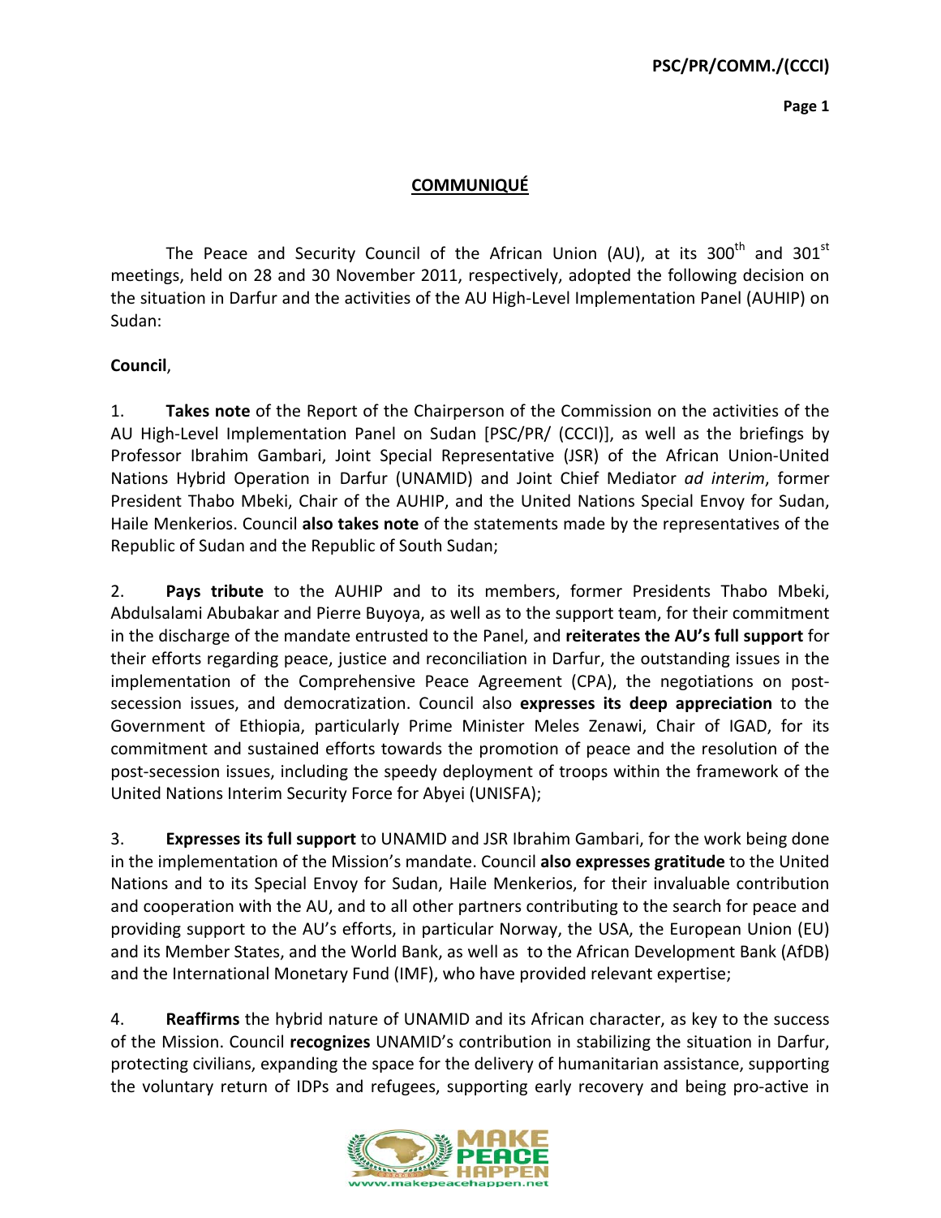## COMMUNIQUÉ

The Peace and Security Council of the African Union (AU), at its 300th and 301st meetings, held on 28 and 30 November 2011, respectively, adopted the following decision on the situation in Darfur and the activities of the AU High-Level Implementation Panel (AUHIP) on Sudan:

**Council**,

1. **Takes note** of the Report of the Chairperson of the Commission on the activities of the AU High-Level Implementation Panel on Sudan [PSC/PR/ (CCCI)], as well as the briefings by Professor Ibrahim Gambari, Joint Special Representative (JSR) of the African Union-United Nations Hybrid Operation in Darfur (UNAMID) and Joint Chief Mediator *ad interim*, former President Thabo Mbeki, Chair of the AUHIP, and the United Nations Special Envoy for Sudan, Haile Menkerios. Council **also takes note** of the statements made by the representatives of the Republic of Sudan and the Republic of South Sudan;

2. **Pays tribute** to the AUHIP and to its members, former Presidents Thabo Mbeki, Abdulsalami Abubakar and Pierre Buyoya, as well as to the support team, for their commitment in the discharge of the mandate entrusted to the Panel, and **reiterates the AU's full support** for their efforts regarding peace, justice and reconciliation in Darfur, the outstanding issues in the implementation of the Comprehensive Peace Agreement (CPA), the negotiations on post-secession issues, and democratization. Council also **expresses its deep appreciation** to the Government of Ethiopia, particularly Prime Minister Meles Zenawi, Chair of IGAD, for its commitment and sustained efforts towards the promotion of peace and the resolution of the post-secession issues, including the speedy deployment of troops within the framework of the United Nations Interim Security Force for Abyei (UNISFA);

3. **Expresses its full support** to UNAMID and JSR Ibrahim Gambari, for the work being done in the implementation of the Mission's mandate. Council **also expresses gratitude** to the United Nations and to its Special Envoy for Sudan, Haile Menkerios, for their invaluable contribution and cooperation with the AU, and to all other partners contributing to the search for peace and providing support to the AU's efforts, in particular Norway, the USA, the European Union (EU) and its Member States, and the World Bank, as well as to the African Development Bank (AfDB) and the International Monetary Fund (IMF), who have provided relevant expertise;

4. **Reaffirms** the hybrid nature of UNAMID and its African character, as key to the success of the Mission. Council **recognizes** UNAMID's contribution in stabilizing the situation in Darfur, protecting civilians, expanding the space for the delivery of humanitarian assistance, supporting the voluntary return of IDPs and refugees, supporting early recovery and being pro-active in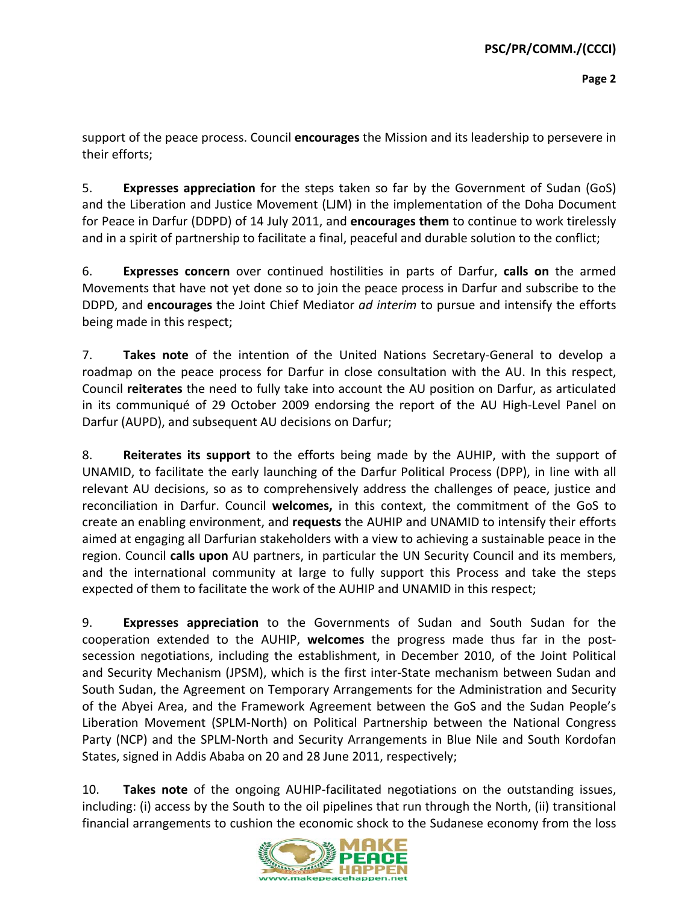support of the peace process. Council **encourages** the Mission and its leadership to persevere in their efforts;

5. **Expresses appreciation** for the steps taken so far by the Government of Sudan (GoS) and the Liberation and Justice Movement (LJM) in the implementation of the Doha Document for Peace in Darfur (DDPD) of 14 July 2011, and **encourages them** to continue to work tirelessly and in a spirit of partnership to facilitate a final, peaceful and durable solution to the conflict;

6. **Expresses concern** over continued hostilities in parts of Darfur, **calls on** the armed Movements that have not yet done so to join the peace process in Darfur and subscribe to the DDPD, and **encourages** the Joint Chief Mediator *ad interim* to pursue and intensify the efforts being made in this respect;

7. **Takes note** of the intention of the United Nations Secretary-General to develop a roadmap on the peace process for Darfur in close consultation with the AU. In this respect, Council **reiterates** the need to fully take into account the AU position on Darfur, as articulated in its communiqué of 29 October 2009 endorsing the report of the AU High-Level Panel on Darfur (AUPD), and subsequent AU decisions on Darfur;

8. **Reiterates its support** to the efforts being made by the AUHIP, with the support of UNAMID, to facilitate the early launching of the Darfur Political Process (DPP), in line with all relevant AU decisions, so as to comprehensively address the challenges of peace, justice and reconciliation in Darfur. Council **welcomes,** in this context, the commitment of the GoS to create an enabling environment, and **requests** the AUHIP and UNAMID to intensify their efforts aimed at engaging all Darfurian stakeholders with a view to achieving a sustainable peace in the region. Council **calls upon** AU partners, in particular the UN Security Council and its members, and the international community at large to fully support this Process and take the steps expected of them to facilitate the work of the AUHIP and UNAMID in this respect;

9. **Expresses appreciation** to the Governments of Sudan and South Sudan for the cooperation extended to the AUHIP, **welcomes** the progress made thus far in the post-secession negotiations, including the establishment, in December 2010, of the Joint Political and Security Mechanism (JPSM), which is the first inter-State mechanism between Sudan and South Sudan, the Agreement on Temporary Arrangements for the Administration and Security of the Abyei Area, and the Framework Agreement between the GoS and the Sudan People's Liberation Movement (SPLM-North) on Political Partnership between the National Congress Party (NCP) and the SPLM-North and Security Arrangements in Blue Nile and South Kordofan States, signed in Addis Ababa on 20 and 28 June 2011, respectively;

10. **Takes note** of the ongoing AUHIP-facilitated negotiations on the outstanding issues, including: (i) access by the South to the oil pipelines that run through the North, (ii) transitional financial arrangements to cushion the economic shock to the Sudanese economy from the loss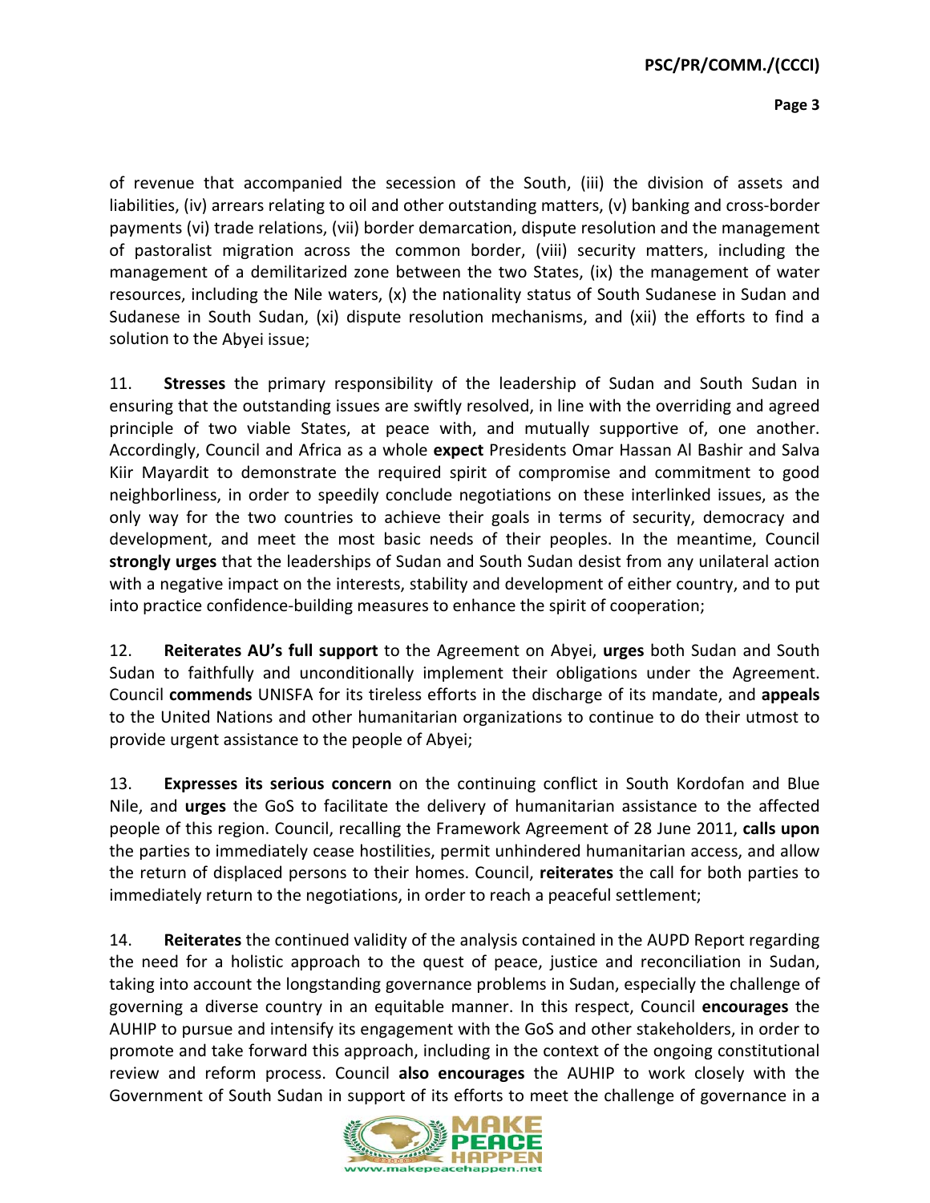of revenue that accompanied the secession of the South, (iii) the division of assets and liabilities, (iv) arrears relating to oil and other outstanding matters, (v) banking and cross-border payments (vi) trade relations, (vii) border demarcation, dispute resolution and the management of pastoralist migration across the common border, (viii) security matters, including the management of a demilitarized zone between the two States, (ix) the management of water resources, including the Nile waters, (x) the nationality status of South Sudanese in Sudan and Sudanese in South Sudan, (xi) dispute resolution mechanisms, and (xii) the efforts to find a solution to the Abyei issue;

11. **Stresses** the primary responsibility of the leadership of Sudan and South Sudan in ensuring that the outstanding issues are swiftly resolved, in line with the overriding and agreed principle of two viable States, at peace with, and mutually supportive of, one another. Accordingly, Council and Africa as a whole **expect** Presidents Omar Hassan Al Bashir and Salva Kiir Mayardit to demonstrate the required spirit of compromise and commitment to good neighborliness, in order to speedily conclude negotiations on these interlinked issues, as the only way for the two countries to achieve their goals in terms of security, democracy and development, and meet the most basic needs of their peoples. In the meantime, Council **strongly urges** that the leaderships of Sudan and South Sudan desist from any unilateral action with a negative impact on the interests, stability and development of either country, and to put into practice confidence-building measures to enhance the spirit of cooperation;

12. **Reiterates AU's full support** to the Agreement on Abyei, **urges** both Sudan and South Sudan to faithfully and unconditionally implement their obligations under the Agreement. Council **commends** UNISFA for its tireless efforts in the discharge of its mandate, and **appeals** to the United Nations and other humanitarian organizations to continue to do their utmost to provide urgent assistance to the people of Abyei;

13. **Expresses its serious concern** on the continuing conflict in South Kordofan and Blue Nile, and **urges** the GoS to facilitate the delivery of humanitarian assistance to the affected people of this region. Council, recalling the Framework Agreement of 28 June 2011, **calls upon** the parties to immediately cease hostilities, permit unhindered humanitarian access, and allow the return of displaced persons to their homes. Council, **reiterates** the call for both parties to immediately return to the negotiations, in order to reach a peaceful settlement;

14. **Reiterates** the continued validity of the analysis contained in the AUPD Report regarding the need for a holistic approach to the quest of peace, justice and reconciliation in Sudan, taking into account the longstanding governance problems in Sudan, especially the challenge of governing a diverse country in an equitable manner. In this respect, Council **encourages** the AUHIP to pursue and intensify its engagement with the GoS and other stakeholders, in order to promote and take forward this approach, including in the context of the ongoing constitutional review and reform process. Council **also encourages** the AUHIP to work closely with the Government of South Sudan in support of its efforts to meet the challenge of governance in a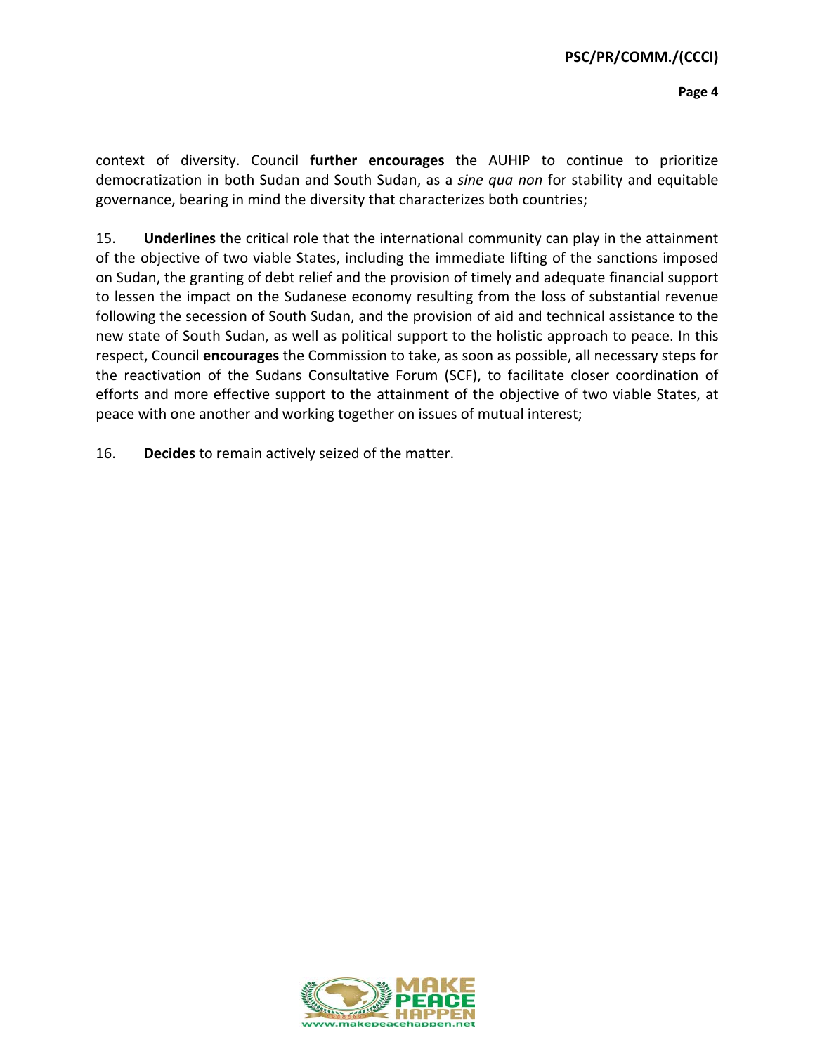context of diversity. Council **further encourages** the AUHIP to continue to prioritize democratization in both Sudan and South Sudan, as a *sine qua non* for stability and equitable governance, bearing in mind the diversity that characterizes both countries;

15. **Underlines** the critical role that the international community can play in the attainment of the objective of two viable States, including the immediate lifting of the sanctions imposed on Sudan, the granting of debt relief and the provision of timely and adequate financial support to lessen the impact on the Sudanese economy resulting from the loss of substantial revenue following the secession of South Sudan, and the provision of aid and technical assistance to the new state of South Sudan, as well as political support to the holistic approach to peace. In this respect, Council **encourages** the Commission to take, as soon as possible, all necessary steps for the reactivation of the Sudans Consultative Forum (SCF), to facilitate closer coordination of efforts and more effective support to the attainment of the objective of two viable States, at peace with one another and working together on issues of mutual interest;

16. **Decides** to remain actively seized of the matter.